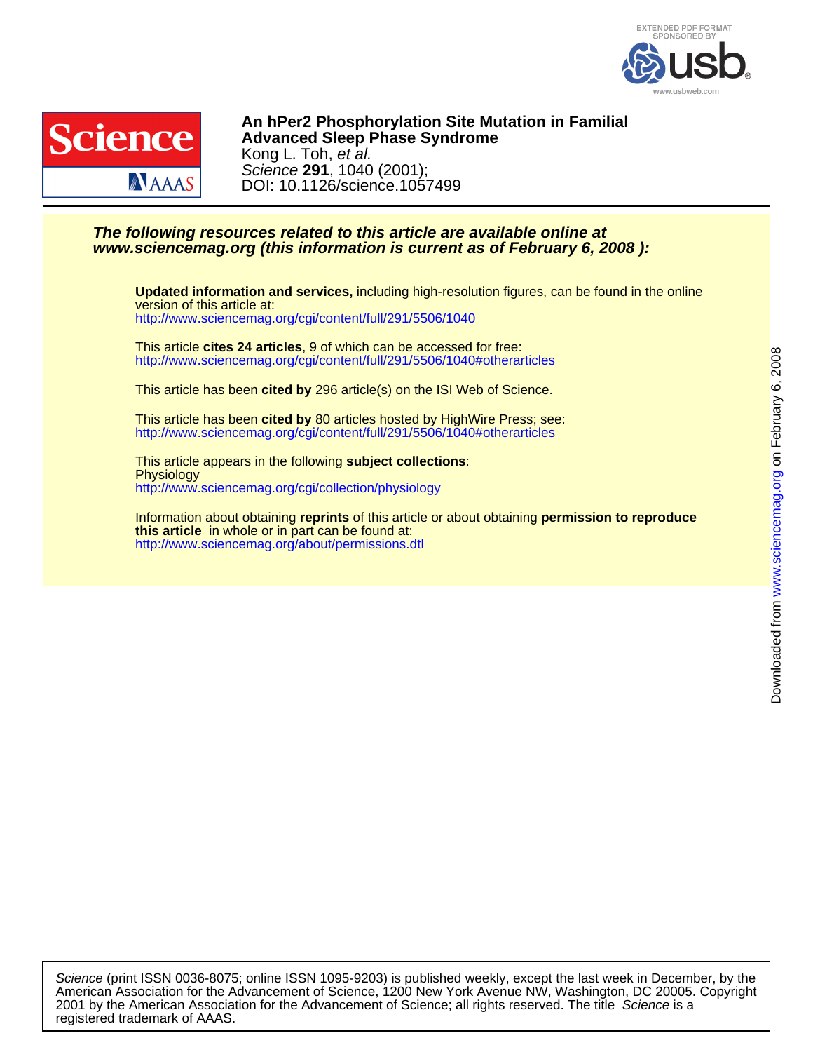**An hPer2 Phosphorylation Site Mutation in Familial Advanced Sleep Phase Syndrome**

Kong L. Toh, *et al.*

*Science* **291**, 1040 (2001);

DOI: 10.1126/science.1057499

***The following resources related to this article are available online at www.sciencemag.org (this information is current as of February 6, 2008 ):***

**Updated information and services,** including high-resolution figures, can be found in the online version of this article at:
http://www.sciencemag.org/cgi/content/full/291/5506/1040

This article **cites 24 articles**, 9 of which can be accessed for free:
http://www.sciencemag.org/cgi/content/full/291/5506/1040#otherarticles

This article has been **cited by** 296 article(s) on the ISI Web of Science.

This article has been **cited by** 80 articles hosted by HighWire Press; see:
http://www.sciencemag.org/cgi/content/full/291/5506/1040#otherarticles

This article appears in the following **subject collections**:
Physiology
http://www.sciencemag.org/cgi/collection/physiology

Information about obtaining **reprints** of this article or about obtaining **permission to reproduce this article** in whole or in part can be found at:
http://www.sciencemag.org/about/permissions.dtl

*Science* (print ISSN 0036-8075; online ISSN 1095-9203) is published weekly, except the last week in December, by the American Association for the Advancement of Science, 1200 New York Avenue NW, Washington, DC 20005. Copyright 2001 by the American Association for the Advancement of Science; all rights reserved. The title *Science* is a registered trademark of AAAS.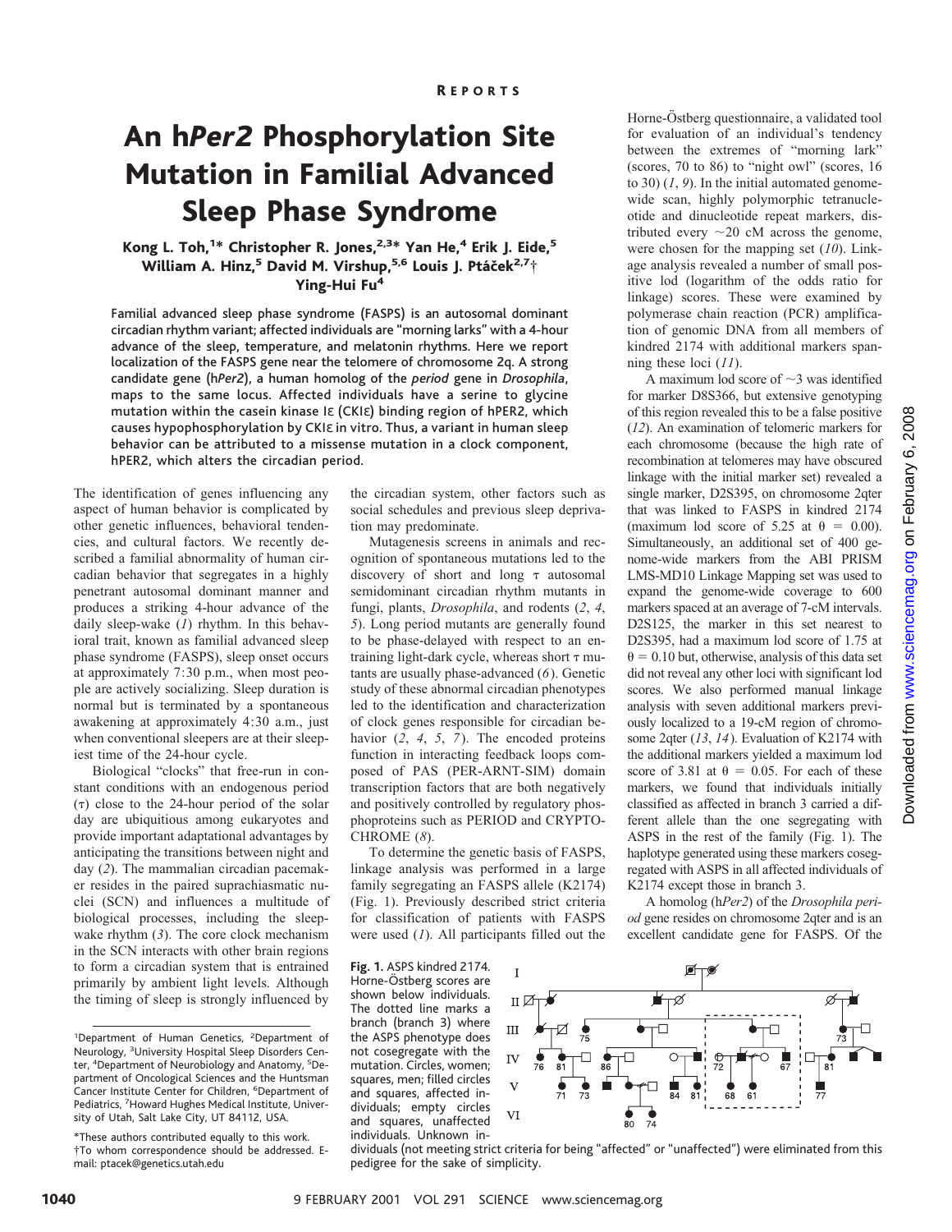# An h*Per2* Phosphorylation Site Mutation in Familial Advanced Sleep Phase Syndrome

**Kong L. Toh,[1]* Christopher R. Jones,[2,3]* Ying He,[4] Erik J. Eide,[5] William A. Hinz,[5] David M. Virshup,[5,6] Louis J. Ptáček[2,7]† Ying-Hui Fu[4]**

Familial advanced sleep phase syndrome (FASPS) is an autosomal dominant circadian rhythm variant; affected individuals are "morning larks" with a 4-hour advance of the sleep, temperature, and melatonin rhythms. Here we report localization of the FASPS gene near the telomere of chromosome 2q. A strong candidate gene (h*Per2*), a human homolog of the *period* gene in *Drosophila*, maps to the same locus. Affected individuals have a serine to glycine mutation within the casein kinase Iε (CKIε) binding region of hPER2, which causes hypophosphorylation by CKIε in vitro. Thus, a variant in human sleep behavior can be attributed to a missense mutation in a clock component, hPER2, which alters the circadian period.

The identification of genes influencing any aspect of human behavior is complicated by other genetic influences, behavioral tendencies, and cultural factors. We recently described a familial abnormality of human circadian behavior that segregates in a highly penetrant autosomal dominant manner and produces a striking 4-hour advance of the daily sleep-wake (*1*) rhythm. In this behavioral trait, known as familial advanced sleep phase syndrome (FASPS), sleep onset occurs at approximately 7:30 p.m., when most people are actively socializing. Sleep duration is normal but is terminated by a spontaneous awakening at approximately 4:30 a.m., just when conventional sleepers are at their sleepiest time of the 24-hour cycle.

Biological "clocks" that free-run in constant conditions with an endogenous period ($\tau$) close to the 24-hour period of the solar day are ubiquitious among eukaryotes and provide important adaptational advantages by anticipating the transitions between night and day (*2*). The mammalian circadian pacemaker resides in the paired suprachiasmatic nuclei (SCN) and influences a multitude of biological processes, including the sleep-wake rhythm (*3*). The core clock mechanism in the SCN interacts with other brain regions to form a circadian system that is entrained primarily by ambient light levels. Although the timing of sleep is strongly influenced by the circadian system, other factors such as social schedules and previous sleep deprivation may predominate.

Mutagenesis screens in animals and recognition of spontaneous mutations led to the discovery of short and long $\tau$ autosomal semidominant circadian rhythm mutants in fungi, plants, *Drosophila*, and rodents (*2*, *4*, *5*). Long period mutants are generally found to be phase-delayed with respect to an entraining light-dark cycle, whereas short $\tau$ mutants are usually phase-advanced (*6*). Genetic study of these abnormal circadian phenotypes led to the identification and characterization of clock genes responsible for circadian behavior (*2*, *4*, *5*, *7*). The encoded proteins function in interacting feedback loops composed of PAS (PER-ARNT-SIM) domain transcription factors that are both negatively and positively controlled by regulatory phosphoproteins such as PERIOD and CRYPTOCHROME (*8*).

To determine the genetic basis of FASPS, linkage analysis was performed in a large family segregating an FASPS allele (K2174) (Fig. 1). Previously described strict criteria for classification of patients with FASPS were used (*1*). All participants filled out the Horne-Östberg questionnaire, a validated tool for evaluation of an individual's tendency between the extremes of "morning lark" (scores, 70 to 86) to "night owl" (scores, 16 to 30) (*1*, *9*). In the initial automated genome-wide scan, highly polymorphic tetranucleotide and dinucleotide repeat markers, distributed every ~20 cM across the genome, were chosen for the mapping set (*10*). Linkage analysis revealed a number of small positive lod (logarithm of the odds ratio for linkage) scores. These were examined by polymerase chain reaction (PCR) amplification of genomic DNA from all members of kindred 2174 with additional markers spanning these loci (*11*).

A maximum lod score of ~3 was identified for marker D8S366, but extensive genotyping of this region revealed this to be a false positive (*12*). An examination of telomeric markers for each chromosome (because the high rate of recombination at telomeres may have obscured linkage with the initial marker set) revealed a single marker, D2S395, on chromosome 2qter that was linked to FASPS in kindred 2174 (maximum lod score of 5.25 at $\theta$ = 0.00). Simultaneously, an additional set of 400 genome-wide markers from the ABI PRISM LMS-MD10 Linkage Mapping set was used to expand the genome-wide coverage to 600 markers spaced at an average of 7-cM intervals. D2S125, the marker in this set nearest to D2S395, had a maximum lod score of 1.75 at $\theta$ = 0.10 but, otherwise, analysis of this data set did not reveal any other loci with significant lod scores. We also performed manual linkage analysis with seven additional markers previously localized to a 19-cM region of chromosome 2qter (*13*, *14*). Evaluation of K2174 with the additional markers yielded a maximum lod score of 3.81 at $\theta$ = 0.05. For each of these markers, we found that individuals initially classified as affected in branch 3 carried a different allele than the one segregating with ASPS in the rest of the family (Fig. 1). The haplotype generated using these markers cosegregated with ASPS in all affected individuals of K2174 except those in branch 3.

A homolog (h*Per2*) of the *Drosophila period* gene resides on chromosome 2qter and is an excellent candidate gene for FASPS. Of the

**Fig. 1.** ASPS kindred 2174. Horne-Östberg scores are shown below individuals. The dotted line marks a branch (branch 3) where the ASPS phenotype does not cosegregate with the mutation. Circles, women; squares, men; filled circles and squares, affected individuals; empty circles and squares, unaffected individuals. Unknown individuals (not meeting strict criteria for being "affected" or "unaffected") were eliminated from this pedigree for the sake of simplicity.

[1]Department of Human Genetics, [2]Department of Neurology, [3]University Hospital Sleep Disorders Center, [4]Department of Neurobiology and Anatomy, [5]Department of Oncological Sciences and the Huntsman Cancer Institute Center for Children, [6]Department of Pediatrics, [7]Howard Hughes Medical Institute, University of Utah, Salt Lake City, UT 84112, USA.

*These authors contributed equally to this work.
†To whom correspondence should be addressed. E-mail: ptacek@genetics.utah.edu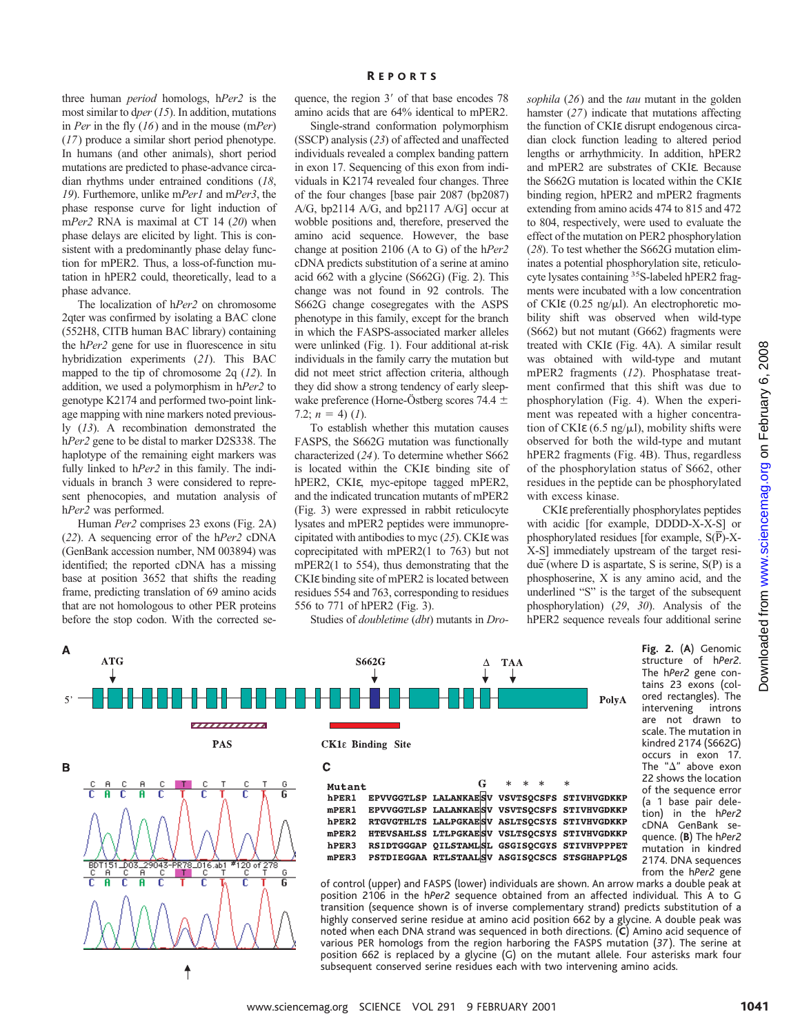three human *period* homologs, h*Per2* is the most similar to d*per* (15). In addition, mutations in *Per* in the fly (16) and in the mouse (m*Per*) (17) produce a similar short period phenotype. In humans (and other animals), short period mutations are predicted to phase-advance circadian rhythms under entrained conditions (18, 19). Furthermore, unlike m*Per1* and m*Per3*, the phase response curve for light induction of m*Per2* RNA is maximal at CT 14 (20) when phase delays are elicited by light. This is consistent with a predominantly phase delay function for mPER2. Thus, a loss-of-function mutation in hPER2 could, theoretically, lead to a phase advance.

The localization of h*Per2* on chromosome 2qter was confirmed by isolating a BAC clone (552H8, CITB human BAC library) containing the h*Per2* gene for use in fluorescence in situ hybridization experiments (21). This BAC mapped to the tip of chromosome 2q (12). In addition, we used a polymorphism in h*Per2* to genotype K2174 and performed two-point linkage mapping with nine markers noted previously (13). A recombination demonstrated the h*Per2* gene to be distal to marker D2S338. The haplotype of the remaining eight markers was fully linked to h*Per2* in this family. The individuals in branch 3 were considered to represent phenocopies, and mutation analysis of h*Per2* was performed.

Human *Per2* comprises 23 exons (Fig. 2A) (22). A sequencing error of the h*Per2* cDNA (GenBank accession number, NM 003894) was identified; the reported cDNA has a missing base at position 3652 that shifts the reading frame, predicting translation of 69 amino acids that are not homologous to other PER proteins before the stop codon. With the corrected sequence, the region 3′ of that base encodes 78 amino acids that are 64% identical to mPER2.

Single-strand conformation polymorphism (SSCP) analysis (23) of affected and unaffected individuals revealed a complex banding pattern in exon 17. Sequencing of this exon from individuals in K2174 revealed four changes. Three of the four changes [base pair 2087 (bp2087) A/G, bp2114 A/G, and bp2117 A/G] occur at wobble positions and, therefore, preserved the amino acid sequence. However, the base change at position 2106 (A to G) of the h*Per2* cDNA predicts substitution of a serine at amino acid 662 with a glycine (S662G) (Fig. 2). This change was not found in 92 controls. The S662G change cosegregates with the ASPS phenotype in this family, except for the branch in which the FASPS-associated marker alleles were unlinked (Fig. 1). Four additional at-risk individuals in the family carry the mutation but did not meet strict affection criteria, although they did show a strong tendency of early sleep-wake preference (Horne-Östberg scores 74.4 ± 7.2; $n = 4$) (1).

To establish whether this mutation causes FASPS, the S662G mutation was functionally characterized (24). To determine whether S662 is located within the CKIε binding site of hPER2, CKIε, myc-epitope tagged mPER2, and the indicated truncation mutants of mPER2 (Fig. 3) were expressed in rabbit reticulocyte lysates and mPER2 peptides were immunoprecipitated with antibodies to myc (25). CKIε was coprecipitated with mPER2(1 to 763) but not mPER2(1 to 554), thus demonstrating that the CKIε binding site of mPER2 is located between residues 554 and 763, corresponding to residues 556 to 771 of hPER2 (Fig. 3).

Studies of *doubletime* (*dbt*) mutants in *Drosophila* (26) and the *tau* mutant in the golden hamster (27) indicate that mutations affecting the function of CKIε disrupt endogenous circadian clock function leading to altered period lengths or arrhythmicity. In addition, hPER2 and mPER2 are substrates of CKIε. Because the S662G mutation is located within the CKIε binding region, hPER2 and mPER2 fragments extending from amino acids 474 to 815 and 472 to 804, respectively, were used to evaluate the effect of the mutation on PER2 phosphorylation (28). To test whether the S662G mutation eliminates a potential phosphorylation site, reticulocyte lysates containing $^{35}$S-labeled hPER2 fragments were incubated with a low concentration of CKIε (0.25 ng/μl). An electrophoretic mobility shift was observed when wild-type (S662) but not mutant (G662) fragments were treated with CKIε (Fig. 4A). A similar result was obtained with wild-type and mutant mPER2 fragments (12). Phosphatase treatment confirmed that this shift was due to phosphorylation (Fig. 4). When the experiment was repeated with a higher concentration of CKIε (6.5 ng/μl), mobility shifts were observed for both the wild-type and mutant hPER2 fragments (Fig. 4B). Thus, regardless of the phosphorylation status of S662, other residues in the peptide can be phosphorylated with excess kinase.

CKIε preferentially phosphorylates peptides with acidic [for example, DDDD-X-X-S] or phosphorylated residues [for example, S(P)-X-X-S] immediately upstream of the target residue (where D is aspartate, S is serine, S(P) is a phosphoserine, X is any amino acid, and the underlined "S" is the target of the subsequent phosphorylation) (29, 30). Analysis of the hPER2 sequence reveals four additional serine

**Fig. 2.** (**A**) Genomic structure of h*Per2*. The h*Per2* gene contains 23 exons (colored rectangles). The intervening introns are not drawn to scale. The mutation in kindred 2174 (S662G) occurs in exon 17. The "Δ" above exon 22 shows the location of the sequence error (a 1 base pair deletion) in the h*Per2* cDNA GenBank sequence. (**B**) The h*Per2* mutation in kindred 2174. DNA sequences from the h*Per2* gene of control (upper) and FASPS (lower) individuals are shown. An arrow marks a double peak at position 2106 in the h*Per2* sequence obtained from an affected individual. This A to G transition (sequence shown is of inverse complementary strand) predicts substitution of a highly conserved serine residue at amino acid position 662 by a glycine. A double peak was noted when each DNA strand was sequenced in both directions. (**C**) Amino acid sequence of various PER homologs from the region harboring the FASPS mutation (37). The serine at position 662 is replaced by a glycine (G) on the mutant allele. Four asterisks mark four subsequent conserved serine residues each with two intervening amino acids.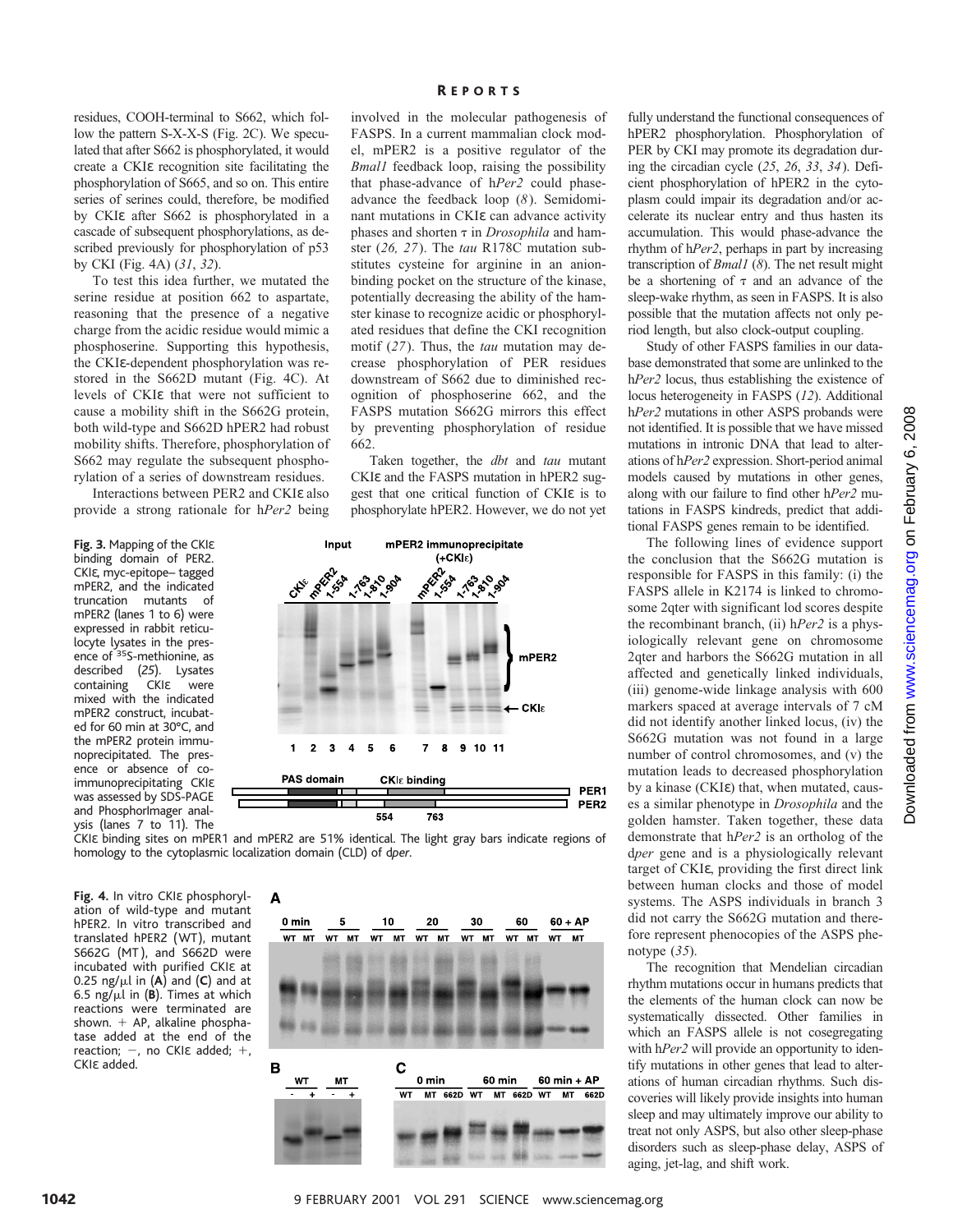residues, COOH-terminal to S662, which follow the pattern S-X-X-S (Fig. 2C). We speculated that after S662 is phosphorylated, it would create a CKIε recognition site facilitating the phosphorylation of S665, and so on. This entire series of serines could, therefore, be modified by CKIε after S662 is phosphorylated in a cascade of subsequent phosphorylations, as described previously for phosphorylation of p53 by CKI (Fig. 4A) (*31*, *32*).

To test this idea further, we mutated the serine residue at position 662 to aspartate, reasoning that the presence of a negative charge from the acidic residue would mimic a phosphoserine. Supporting this hypothesis, the CKIε-dependent phosphorylation was restored in the S662D mutant (Fig. 4C). At levels of CKIε that were not sufficient to cause a mobility shift in the S662G protein, both wild-type and S662D hPER2 had robust mobility shifts. Therefore, phosphorylation of S662 may regulate the subsequent phosphorylation of a series of downstream residues.

Interactions between PER2 and CKIε also provide a strong rationale for h*Per2* being involved in the molecular pathogenesis of FASPS. In a current mammalian clock model, mPER2 is a positive regulator of the *Bmal1* feedback loop, raising the possibility that phase-advance of h*Per2* could phase-advance the feedback loop (*8*). Semidominant mutations in CKIε can advance activity phases and shorten τ in *Drosophila* and hamster (*26, 27*). The *tau* R178C mutation substitutes cysteine for arginine in an anion-binding pocket on the structure of the kinase, potentially decreasing the ability of the hamster kinase to recognize acidic or phosphorylated residues that define the CKI recognition motif (*27*). Thus, the *tau* mutation may decrease phosphorylation of PER residues downstream of S662 due to diminished recognition of phosphoserine 662, and the FASPS mutation S662G mirrors this effect by preventing phosphorylation of residue 662.

Taken together, the *dbt* and *tau* mutant CKIε and the FASPS mutation in hPER2 suggest that one critical function of CKIε is to phosphorylate hPER2. However, we do not yet fully understand the functional consequences of hPER2 phosphorylation. Phosphorylation of PER by CKI may promote its degradation during the circadian cycle (*25*, *26*, *33*, *34*). Deficient phosphorylation of hPER2 in the cytoplasm could impair its degradation and/or accelerate its nuclear entry and thus hasten its accumulation. This would phase-advance the rhythm of h*Per2*, perhaps in part by increasing transcription of *Bmal1* (*8*). The net result might be a shortening of τ and an advance of the sleep-wake rhythm, as seen in FASPS. It is also possible that the mutation affects not only period length, but also clock-output coupling.

Study of other FASPS families in our database demonstrated that some are unlinked to the h*Per2* locus, thus establishing the existence of locus heterogeneity in FASPS (*12*). Additional h*Per2* mutations in other ASPS probands were not identified. It is possible that we have missed mutations in intronic DNA that lead to alterations of h*Per2* expression. Short-period animal models caused by mutations in other genes, along with our failure to find other h*Per2* mutations in FASPS kindreds, predict that additional FASPS genes remain to be identified.

The following lines of evidence support the conclusion that the S662G mutation is responsible for FASPS in this family: (i) the FASPS allele in K2174 is linked to chromosome 2qter with significant lod scores despite the recombinant branch, (ii) h*Per2* is a physiologically relevant gene on chromosome 2qter and harbors the S662G mutation in all affected and genetically linked individuals, (iii) genome-wide linkage analysis with 600 markers spaced at average intervals of 7 cM did not identify another linked locus, (iv) the S662G mutation was not found in a large number of control chromosomes, and (v) the mutation leads to decreased phosphorylation by a kinase (CKIε) that, when mutated, causes a similar phenotype in *Drosophila* and the golden hamster. Taken together, these data demonstrate that h*Per2* is an ortholog of the d*per* gene and is a physiologically relevant target of CKIε, providing the first direct link between human clocks and those of model systems. The ASPS individuals in branch 3 did not carry the S662G mutation and therefore represent phenocopies of the ASPS phenotype (*35*).

The recognition that Mendelian circadian rhythm mutations occur in humans predicts that the elements of the human clock can now be systematically dissected. Other families in which an FASPS allele is not cosegregating with h*Per2* will provide an opportunity to identify mutations in other genes that lead to alterations of human circadian rhythms. Such discoveries will likely provide insights into human sleep and may ultimately improve our ability to treat not only ASPS, but also other sleep-phase disorders such as sleep-phase delay, ASPS of aging, jet-lag, and shift work.

**Fig. 3.** Mapping of the CKIε binding domain of PER2. CKIε, myc-epitope–tagged mPER2, and the indicated truncation mutants of mPER2 (lanes 1 to 6) were expressed in rabbit reticulocyte lysates in the presence of $^{35}$S-methionine, as described (*25*). Lysates containing CKIε were mixed with the indicated mPER2 construct, incubated for 60 min at 30°C, and the mPER2 protein immunoprecipitated. The presence or absence of coimmunoprecipitating CKIε was assessed by SDS-PAGE and PhosphorImager analysis (lanes 7 to 11). The CKIε binding sites on mPER1 and mPER2 are 51% identical. The light gray bars indicate regions of homology to the cytoplasmic localization domain (CLD) of d*per*.

**Fig. 4.** In vitro CKIε phosphorylation of wild-type and mutant hPER2. In vitro transcribed and translated hPER2 (WT), mutant S662G (MT), and S662D were incubated with purified CKIε at 0.25 ng/μl in (**A**) and (**C**) and at 6.5 ng/μl in (**B**). Times at which reactions were terminated are shown. + AP, alkaline phosphatase added at the end of the reaction; −, no CKIε added; +, CKIε added.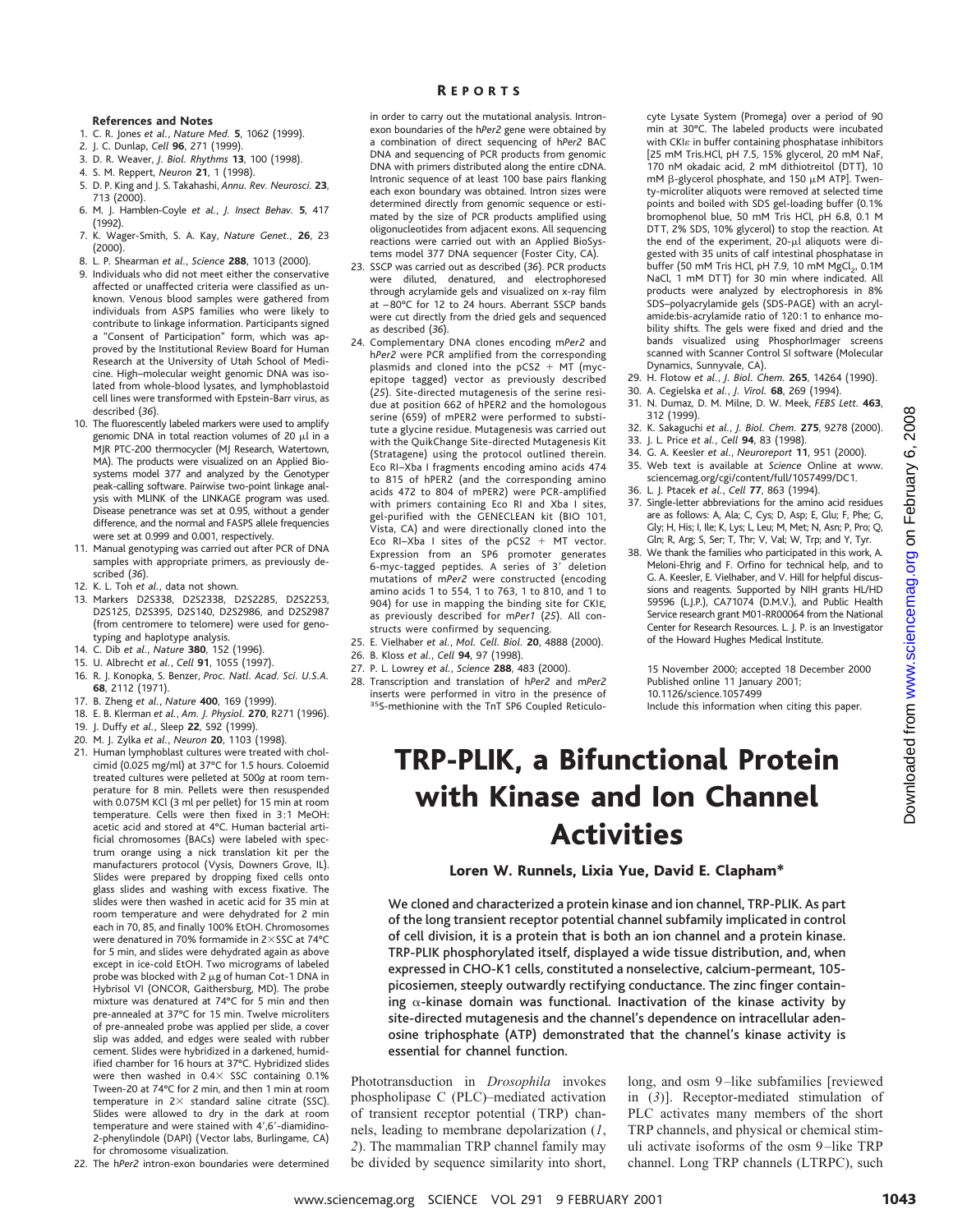### References and Notes

1. C. R. Jones *et al.*, *Nature Med.* **5**, 1062 (1999).
2. J. C. Dunlap, *Cell* **96**, 271 (1999).
3. D. R. Weaver, *J. Biol. Rhythms* **13**, 100 (1998).
4. S. M. Reppert, *Neuron* **21**, 1 (1998).
5. D. P. King and J. S. Takahashi, *Annu. Rev. Neurosci.* **23**, 713 (2000).
6. M. J. Hamblen-Coyle *et al.*, *J. Insect Behav.* **5**, 417 (1992).
7. K. Wager-Smith, S. A. Kay, *Nature Genet.*, **26**, 23 (2000).
8. L. P. Shearman *et al.*, *Science* **288**, 1013 (2000).
9. Individuals who did not meet either the conservative affected or unaffected criteria were classified as unknown. Venous blood samples were gathered from individuals from ASPS families who were likely to contribute to linkage information. Participants signed a "Consent of Participation" form, which was approved by the Institutional Review Board for Human Research at the University of Utah School of Medicine. High–molecular weight genomic DNA was isolated from whole-blood lysates, and lymphoblastoid cell lines were transformed with Epstein-Barr virus, as described (*36*).
10. The fluorescently labeled markers were used to amplify genomic DNA in total reaction volumes of 20 μl in a MJR PTC-200 thermocycler (MJ Research, Watertown, MA). The products were visualized on an Applied Biosystems model 377 and analyzed by the Genotyper peak-calling software. Pairwise two-point linkage analysis with MLINK of the LINKAGE program was used. Disease penetrance was set at 0.95, without a gender difference, and the normal and FASPS allele frequencies were set at 0.999 and 0.001, respectively.
11. Manual genotyping was carried out after PCR of DNA samples with appropriate primers, as previously described (*36*).
12. K. L. Toh *et al.*, data not shown.
13. Markers D2S338, D2S2338, D2S2285, D2S2253, D2S125, D2S395, D2S140, D2S2986, and D2S2987 (from centromere to telomere) were used for genotyping and haplotype analysis.
14. C. Dib *et al.*, *Nature* **380**, 152 (1996).
15. U. Albrecht *et al.*, *Cell* **91**, 1055 (1997).
16. R. J. Konopka, S. Benzer, *Proc. Natl. Acad. Sci. U.S.A.* **68**, 2112 (1971).
17. B. Zheng *et al.*, *Nature* **400**, 169 (1999).
18. E. B. Klerman *et al.*, *Am. J. Physiol.* **270**, R271 (1996).
19. J. Duffy *et al.*, Sleep **22**, S92 (1999).
20. M. J. Zylka *et al.*, *Neuron* **20**, 1103 (1998).
21. Human lymphoblast cultures were treated with cholcimid (0.025 mg/ml) at 37°C for 1.5 hours. Coloemid treated cultures were pelleted at 500*g* at room temperature for 8 min. Pellets were then resuspended with 0.075M KCl (3 ml per pellet) for 15 min at room temperature. Cells were then fixed in 3:1 MeOH: acetic acid and stored at 4°C. Human bacterial artificial chromosomes (BACs) were labeled with spectrum orange using a nick translation kit per the manufacturers protocol (Vysis, Downers Grove, IL). Slides were prepared by dropping fixed cells onto glass slides and washing with excess fixative. The slides were then washed in acetic acid for 35 min at room temperature and were dehydrated for 2 min each in 70, 85, and finally 100% EtOH. Chromosomes were denatured in 70% formamide in 2×SSC at 74°C for 5 min, and slides were dehydrated again as above except in ice-cold EtOH. Two micrograms of labeled probe was blocked with 2 μg of human Cot-1 DNA in Hybrisol VI (ONCOR, Gaithersburg, MD). The probe mixture was denatured at 74°C for 5 min and then pre-annealed at 37°C for 15 min. Twelve microliters of pre-annealed probe was applied per slide, a cover slip was added, and edges were sealed with rubber cement. Slides were hybridized in a darkened, humidified chamber for 16 hours at 37°C. Hybridized slides were then washed in 0.4× SSC containing 0.1% Tween-20 at 74°C for 2 min, and then 1 min at room temperature in 2× standard saline citrate (SSC). Slides were allowed to dry in the dark at room temperature and were stained with 4′,6′-diamidino-2-phenylindole (DAPI) (Vector labs, Burlingame, CA) for chromosome visualization.
22. The h*Per2* intron-exon boundaries were determined in order to carry out the mutational analysis. Intron-exon boundaries of the h*Per2* gene were obtained by a combination of direct sequencing of h*Per2* BAC DNA and sequencing of PCR products from genomic DNA with primers distributed along the entire cDNA. Intronic sequence of at least 100 base pairs flanking each exon boundary was obtained. Intron sizes were determined directly from genomic sequence or estimated by the size of PCR products amplified using oligonucleotides from adjacent exons. All sequencing reactions were carried out with an Applied BioSystems model 377 DNA sequencer (Foster City, CA).
23. SSCP was carried out as described (*36*). PCR products were diluted, denatured, and electrophoresed through acrylamide gels and visualized on x-ray film at −80°C for 12 to 24 hours. Aberrant SSCP bands were cut directly from the dried gels and sequenced as described (*36*).
24. Complementary DNA clones encoding m*Per2* and h*Per2* were PCR amplified from the corresponding plasmids and cloned into the pCS2 + MT (myc-epitope tagged) vector as previously described (*25*). Site-directed mutagenesis of the serine residue at position 662 of hPER2 and the homologous serine (659) of mPER2 were performed to substitute a glycine residue. Mutagenesis was carried out with the QuikChange Site-directed Mutagenesis Kit (Stratagene) using the protocol outlined therein. Eco RI–Xba I fragments encoding amino acids 474 to 815 of hPER2 (and the corresponding amino acids 472 to 804 of mPER2) were PCR-amplified with primers containing Eco RI and Xba I sites, gel-purified with the GENECLEAN kit (BIO 101, Vista, CA) and were directionally cloned into the Eco RI–Xba I sites of the pCS2 + MT vector. Expression from an SP6 promoter generates 6-myc-tagged peptides. A series of 3′ deletion mutations of m*Per2* were constructed (encoding amino acids 1 to 554, 1 to 763, 1 to 810, and 1 to 904) for use in mapping the binding site for CKIε, as previously described for m*Per1* (*25*). All constructs were confirmed by sequencing.
25. E. Vielhaber *et al.*, *Mol. Cell. Biol.* **20**, 4888 (2000).
26. B. Kloss *et al.*, *Cell* **94**, 97 (1998).
27. P. L. Lowrey *et al.*, *Science* **288**, 483 (2000).
28. Transcription and translation of h*Per2* and m*Per2* inserts were performed in vitro in the presence of $^{35}$S-methionine with the TnT SP6 Coupled Reticulocyte Lysate System (Promega) over a period of 90 min at 30°C. The labeled products were incubated with CKIε in buffer containing phosphatase inhibitors [25 mM Tris.HCl, pH 7.5, 15% glycerol, 20 mM NaF, 170 nM okadaic acid, 2 mM dithiotreitol (DTT), 10 mM β-glycerol phosphate, and 150 μM ATP]. Twenty-microliter aliquots were removed at selected time points and boiled with SDS gel-loading buffer (0.1% bromophenol blue, 50 mM Tris HCl, pH 6.8, 0.1 M DTT, 2% SDS, 10% glycerol) to stop the reaction. At the end of the experiment, 20-μl aliquots were digested with 35 units of calf intestinal phosphatase in buffer (50 mM Tris HCl, pH 7.9, 10 mM $MgCl_2$, 0.1M NaCl, 1 mM DTT) for 30 min where indicated. All products were analyzed by electrophoresis in 8% SDS–polyacrylamide gels (SDS-PAGE) with an acrylamide:bis-acrylamide ratio of 120:1 to enhance mobility shifts. The gels were fixed and dried and the bands visualized using PhosphorImager screens scanned with Scanner Control SI software (Molecular Dynamics, Sunnyvale, CA).
29. H. Flotow *et al.*, *J. Biol. Chem.* **265**, 14264 (1990).
30. A. Cegielska *et al.*, *J. Virol.* **68**, 269 (1994).
31. N. Dumaz, D. M. Milne, D. W. Meek, *FEBS Lett.* **463**, 312 (1999).
32. K. Sakaguchi *et al.*, *J. Biol. Chem.* **275**, 9278 (2000).
33. J. L. Price *et al.*, *Cell* **94**, 83 (1998).
34. G. A. Keesler *et al.*, *Neuroreport* **11**, 951 (2000).
35. Web text is available at *Science* Online at www.sciencemag.org/cgi/content/full/1057499/DC1.
36. L. J. Ptacek *et al.*, *Cell* **77**, 863 (1994).
37. Single-letter abbreviations for the amino acid residues are as follows: A, Ala; C, Cys; D, Asp; E, Glu; F, Phe; G, Gly; H, His; I, Ile; K, Lys; L, Leu; M, Met; N, Asn; P, Pro; Q, Gln; R, Arg; S, Ser; T, Thr; V, Val; W, Trp; and Y, Tyr.
38. We thank the families who participated in this work, A. Meloni-Ehrig and F. Orfino for technical help, and to G. A. Keesler, E. Vielhaber, and V. Hill for helpful discussions and reagents. Supported by NIH grants HL/HD 59596 (L.J.P.), CA71074 (D.M.V.), and Public Health Service research grant M01-RR00064 from the National Center for Research Resources. L. J. P. is an Investigator of the Howard Hughes Medical Institute.

15 November 2000; accepted 18 December 2000
Published online 11 January 2001;
10.1126/science.1057499
Include this information when citing this paper.

# TRP-PLIK, a Bifunctional Protein with Kinase and Ion Channel Activities

**Loren W. Runnels, Lixia Yue, David E. Clapham\***

**We cloned and characterized a protein kinase and ion channel, TRP-PLIK. As part of the long transient receptor potential channel subfamily implicated in control of cell division, it is a protein that is both an ion channel and a protein kinase. TRP-PLIK phosphorylated itself, displayed a wide tissue distribution, and, when expressed in CHO-K1 cells, constituted a nonselective, calcium-permeant, 105-picosiemen, steeply outwardly rectifying conductance. The zinc finger containing α-kinase domain was functional. Inactivation of the kinase activity by site-directed mutagenesis and the channel's dependence on intracellular adenosine triphosphate (ATP) demonstrated that the channel's kinase activity is essential for channel function.**

Phototransduction in *Drosophila* invokes phospholipase C (PLC)–mediated activation of transient receptor potential (TRP) channels, leading to membrane depolarization (*1*, *2*). The mammalian TRP channel family may be divided by sequence similarity into short, long, and osm 9–like subfamilies [reviewed in (*3*)]. Receptor-mediated stimulation of PLC activates many members of the short TRP channels, and physical or chemical stimuli activate isoforms of the osm 9–like TRP channel. Long TRP channels (LTRPC), such